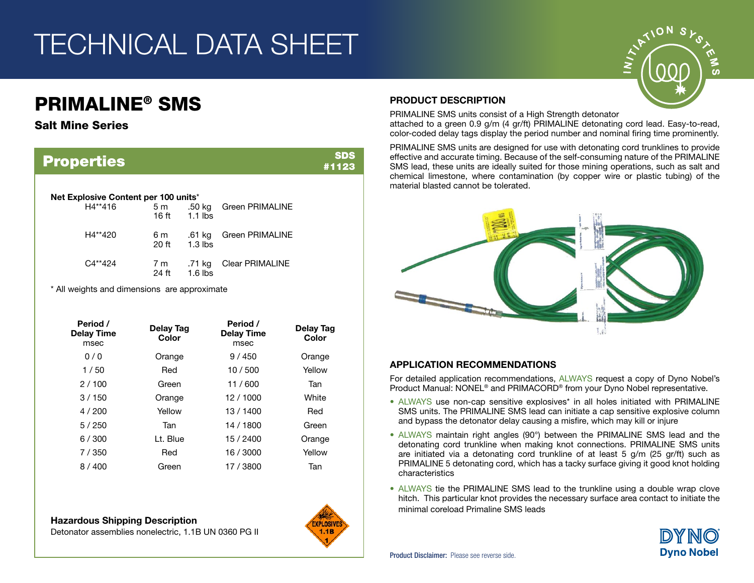# TECHNICAL DATA SHEET

## PRIMALINE® SMS

**Salt Mine Series**

## Properties

**SDS #1123**

**Net Explosive Content per 100 units***

| | | | |
|---|---|---|---|
| H4**416 | 5 m<br>16 ft | .50 kg<br>1.1 lbs | Green PRIMALINE |
| H4**420 | 6 m<br>20 ft | .61 kg<br>1.3 lbs | Green PRIMALINE |
| C4**424 | 7 m<br>24 ft | .71 kg<br>1.6 lbs | Clear PRIMALINE |

* All weights and dimensions are approximate

| Period / Delay Time msec | Delay Tag Color | Period / Delay Time msec | Delay Tag Color |
|---|---|---|---|
| 0 / 0 | Orange | 9 / 450 | Orange |
| 1 / 50 | Red | 10 / 500 | Yellow |
| 2 / 100 | Green | 11 / 600 | Tan |
| 3 / 150 | Orange | 12 / 1000 | White |
| 4 / 200 | Yellow | 13 / 1400 | Red |
| 5 / 250 | Tan | 14 / 1800 | Green |
| 6 / 300 | Lt. Blue | 15 / 2400 | Orange |
| 7 / 350 | Red | 16 / 3000 | Yellow |
| 8 / 400 | Green | 17 / 3800 | Tan |

**Hazardous Shipping Description**

Detonator assemblies nonelectric, 1.1B UN 0360 PG II

EXPLOSIVES 1.1B 1

### PRODUCT DESCRIPTION

PRIMALINE SMS units consist of a High Strength detonator attached to a green 0.9 g/m (4 gr/ft) PRIMALINE detonating cord lead. Easy-to-read, color-coded delay tags display the period number and nominal firing time prominently.

PRIMALINE SMS units are designed for use with detonating cord trunklines to provide effective and accurate timing. Because of the self-consuming nature of the PRIMALINE SMS lead, these units are ideally suited for those mining operations, such as salt and chemical limestone, where contamination (by copper wire or plastic tubing) of the material blasted cannot be tolerated.

### APPLICATION RECOMMENDATIONS

For detailed application recommendations, ALWAYS request a copy of Dyno Nobel's Product Manual: NONEL® and PRIMACORD® from your Dyno Nobel representative.

- ALWAYS use non-cap sensitive explosives* in all holes initiated with PRIMALINE SMS units. The PRIMALINE SMS lead can initiate a cap sensitive explosive column and bypass the detonator delay causing a misfire, which may kill or injure
- ALWAYS maintain right angles (90°) between the PRIMALINE SMS lead and the detonating cord trunkline when making knot connections. PRIMALINE SMS units are initiated via a detonating cord trunkline of at least 5 g/m (25 gr/ft) such as PRIMALINE 5 detonating cord, which has a tacky surface giving it good knot holding characteristics
- ALWAYS tie the PRIMALINE SMS lead to the trunkline using a double wrap clove hitch. This particular knot provides the necessary surface area contact to initiate the minimal coreload Primaline SMS leads

**Product Disclaimer:** Please see reverse side.

DYNO Dyno Nobel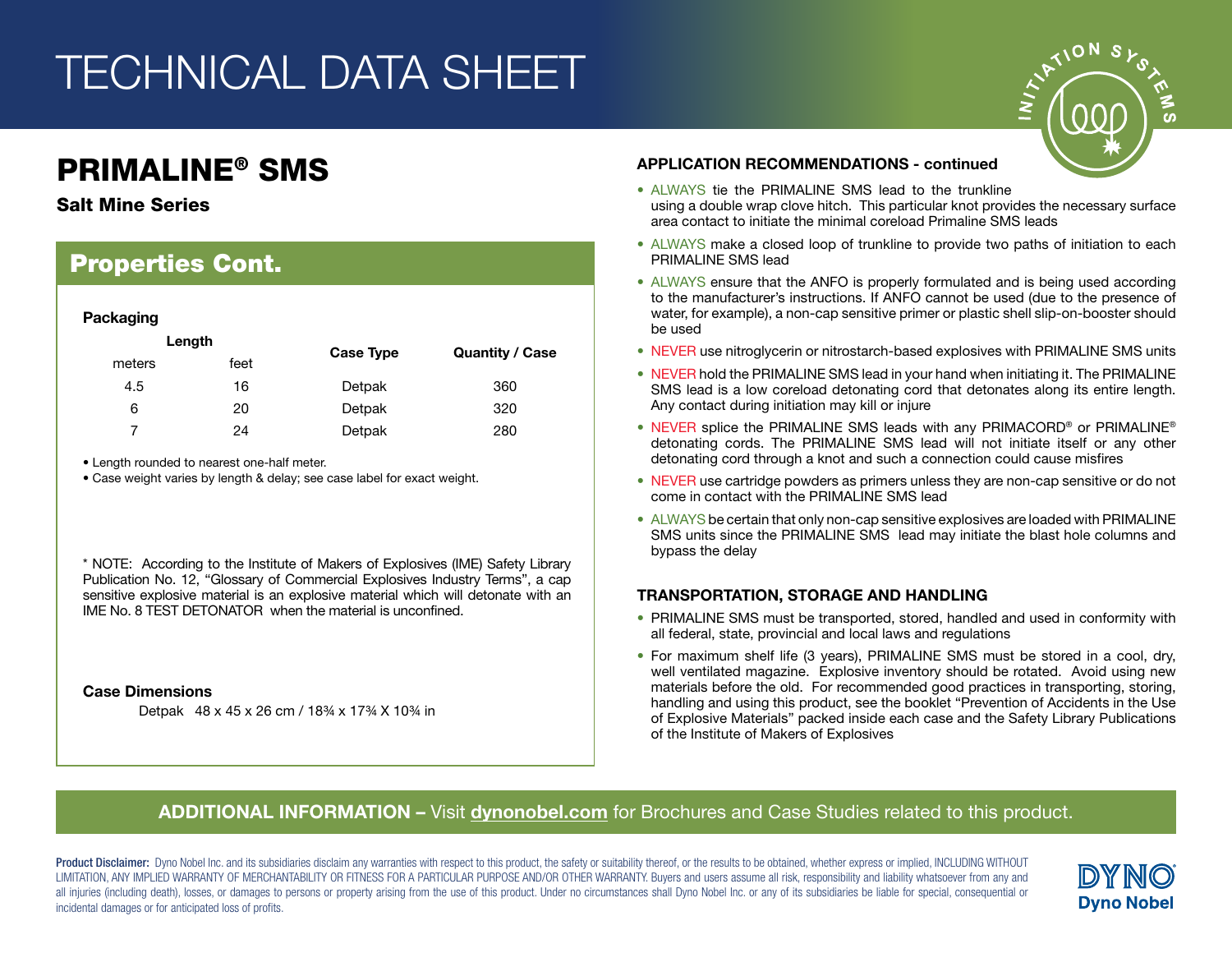# TECHNICAL DATA SHEET

## PRIMALINE® SMS

**Salt Mine Series**

## Properties Cont.

### Packaging

| Length | | Case Type | Quantity / Case |
|---|---|---|---|
| meters | feet | | |
| 4.5 | 16 | Detpak | 360 |
| 6 | 20 | Detpak | 320 |
| 7 | 24 | Detpak | 280 |

- Length rounded to nearest one-half meter.
- Case weight varies by length & delay; see case label for exact weight.

* NOTE: According to the Institute of Makers of Explosives (IME) Safety Library Publication No. 12, "Glossary of Commercial Explosives Industry Terms", a cap sensitive explosive material is an explosive material which will detonate with an IME No. 8 TEST DETONATOR when the material is unconfined.

### Case Dimensions

Detpak 48 x 45 x 26 cm / 18¾ x 17¾ X 10¾ in

### APPLICATION RECOMMENDATIONS - continued

- ALWAYS tie the PRIMALINE SMS lead to the trunkline using a double wrap clove hitch. This particular knot provides the necessary surface area contact to initiate the minimal coreload Primaline SMS leads
- ALWAYS make a closed loop of trunkline to provide two paths of initiation to each PRIMALINE SMS lead
- ALWAYS ensure that the ANFO is properly formulated and is being used according to the manufacturer's instructions. If ANFO cannot be used (due to the presence of water, for example), a non-cap sensitive primer or plastic shell slip-on-booster should be used
- NEVER use nitroglycerin or nitrostarch-based explosives with PRIMALINE SMS units
- NEVER hold the PRIMALINE SMS lead in your hand when initiating it. The PRIMALINE SMS lead is a low coreload detonating cord that detonates along its entire length. Any contact during initiation may kill or injure
- NEVER splice the PRIMALINE SMS leads with any PRIMACORD® or PRIMALINE® detonating cords. The PRIMALINE SMS lead will not initiate itself or any other detonating cord through a knot and such a connection could cause misfires
- NEVER use cartridge powders as primers unless they are non-cap sensitive or do not come in contact with the PRIMALINE SMS lead
- ALWAYS be certain that only non-cap sensitive explosives are loaded with PRIMALINE SMS units since the PRIMALINE SMS lead may initiate the blast hole columns and bypass the delay

### TRANSPORTATION, STORAGE AND HANDLING

- PRIMALINE SMS must be transported, stored, handled and used in conformity with all federal, state, provincial and local laws and regulations
- For maximum shelf life (3 years), PRIMALINE SMS must be stored in a cool, dry, well ventilated magazine. Explosive inventory should be rotated. Avoid using new materials before the old. For recommended good practices in transporting, storing, handling and using this product, see the booklet "Prevention of Accidents in the Use of Explosive Materials" packed inside each case and the Safety Library Publications of the Institute of Makers of Explosives

**ADDITIONAL INFORMATION –** Visit **dynonobel.com** for Brochures and Case Studies related to this product.

**Product Disclaimer:** Dyno Nobel Inc. and its subsidiaries disclaim any warranties with respect to this product, the safety or suitability thereof, or the results to be obtained, whether express or implied, INCLUDING WITHOUT LIMITATION, ANY IMPLIED WARRANTY OF MERCHANTABILITY OR FITNESS FOR A PARTICULAR PURPOSE AND/OR OTHER WARRANTY. Buyers and users assume all risk, responsibility and liability whatsoever from any and all injuries (including death), losses, or damages to persons or property arising from the use of this product. Under no circumstances shall Dyno Nobel Inc. or any of its subsidiaries be liable for special, consequential or incidental damages or for anticipated loss of profits.

DYNO
Dyno Nobel